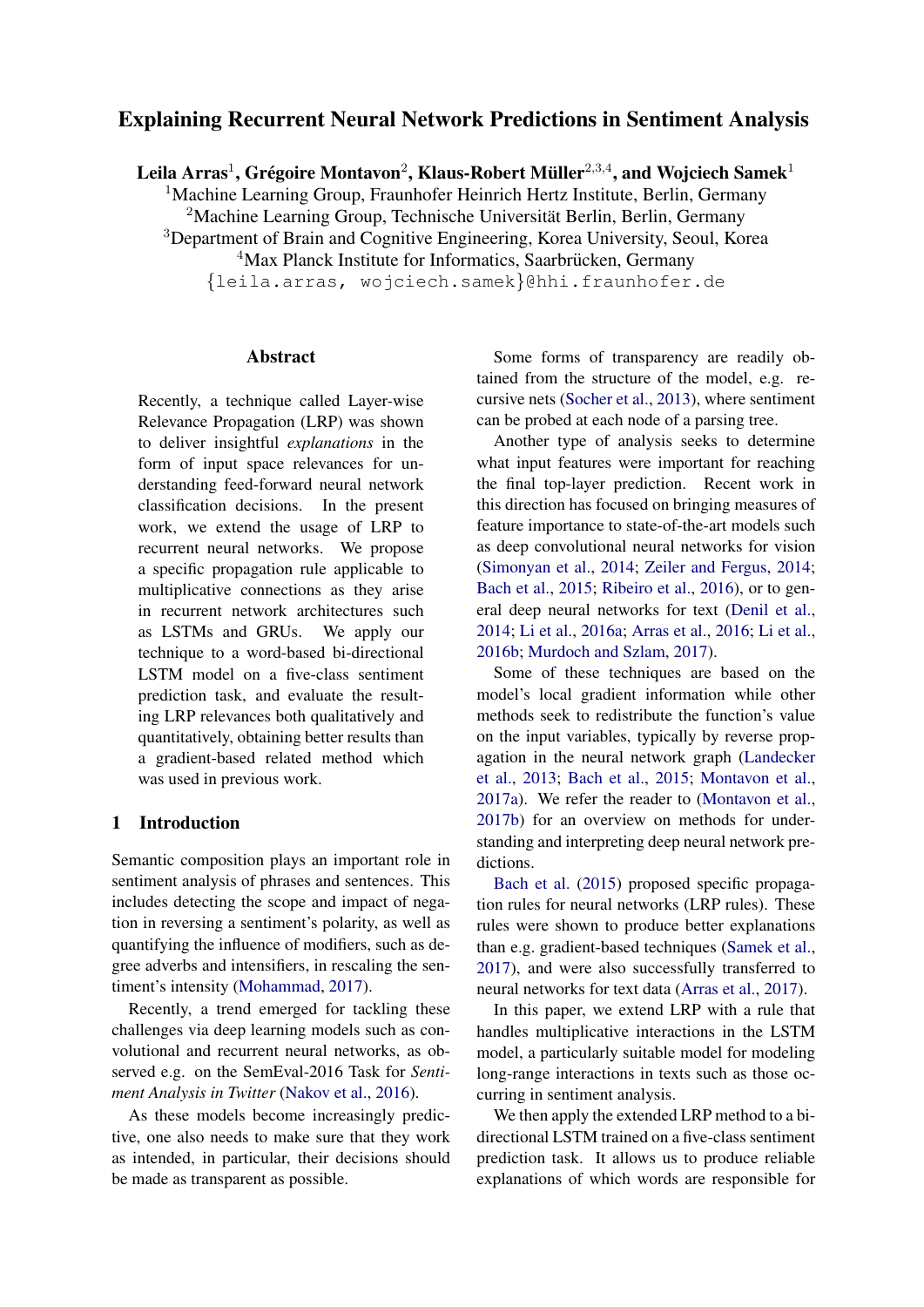# Explaining Recurrent Neural Network Predictions in Sentiment Analysis

**Leila Arras**[1], **Grégoire Montavon**[2], **Klaus-Robert Müller**[2,3,4], **and Wojciech Samek**[1]

[1]Machine Learning Group, Fraunhofer Heinrich Hertz Institute, Berlin, Germany
[2]Machine Learning Group, Technische Universität Berlin, Berlin, Germany
[3]Department of Brain and Cognitive Engineering, Korea University, Seoul, Korea
[4]Max Planck Institute for Informatics, Saarbrücken, Germany

{leila.arras, wojciech.samek}@hhi.fraunhofer.de

## Abstract

Recently, a technique called Layer-wise Relevance Propagation (LRP) was shown to deliver insightful *explanations* in the form of input space relevances for understanding feed-forward neural network classification decisions. In the present work, we extend the usage of LRP to recurrent neural networks. We propose a specific propagation rule applicable to multiplicative connections as they arise in recurrent network architectures such as LSTMs and GRUs. We apply our technique to a word-based bi-directional LSTM model on a five-class sentiment prediction task, and evaluate the resulting LRP relevances both qualitatively and quantitatively, obtaining better results than a gradient-based related method which was used in previous work.

## 1 Introduction

Semantic composition plays an important role in sentiment analysis of phrases and sentences. This includes detecting the scope and impact of negation in reversing a sentiment's polarity, as well as quantifying the influence of modifiers, such as degree adverbs and intensifiers, in rescaling the sentiment's intensity (Mohammad, 2017).

Recently, a trend emerged for tackling these challenges via deep learning models such as convolutional and recurrent neural networks, as observed e.g. on the SemEval-2016 Task for *Sentiment Analysis in Twitter* (Nakov et al., 2016).

As these models become increasingly predictive, one also needs to make sure that they work as intended, in particular, their decisions should be made as transparent as possible.

Some forms of transparency are readily obtained from the structure of the model, e.g. recursive nets (Socher et al., 2013), where sentiment can be probed at each node of a parsing tree.

Another type of analysis seeks to determine what input features were important for reaching the final top-layer prediction. Recent work in this direction has focused on bringing measures of feature importance to state-of-the-art models such as deep convolutional neural networks for vision (Simonyan et al., 2014; Zeiler and Fergus, 2014; Bach et al., 2015; Ribeiro et al., 2016), or to general deep neural networks for text (Denil et al., 2014; Li et al., 2016a; Arras et al., 2016; Li et al., 2016b; Murdoch and Szlam, 2017).

Some of these techniques are based on the model's local gradient information while other methods seek to redistribute the function's value on the input variables, typically by reverse propagation in the neural network graph (Landecker et al., 2013; Bach et al., 2015; Montavon et al., 2017a). We refer the reader to (Montavon et al., 2017b) for an overview on methods for understanding and interpreting deep neural network predictions.

Bach et al. (2015) proposed specific propagation rules for neural networks (LRP rules). These rules were shown to produce better explanations than e.g. gradient-based techniques (Samek et al., 2017), and were also successfully transferred to neural networks for text data (Arras et al., 2017).

In this paper, we extend LRP with a rule that handles multiplicative interactions in the LSTM model, a particularly suitable model for modeling long-range interactions in texts such as those occurring in sentiment analysis.

We then apply the extended LRP method to a bi-directional LSTM trained on a five-class sentiment prediction task. It allows us to produce reliable explanations of which words are responsible for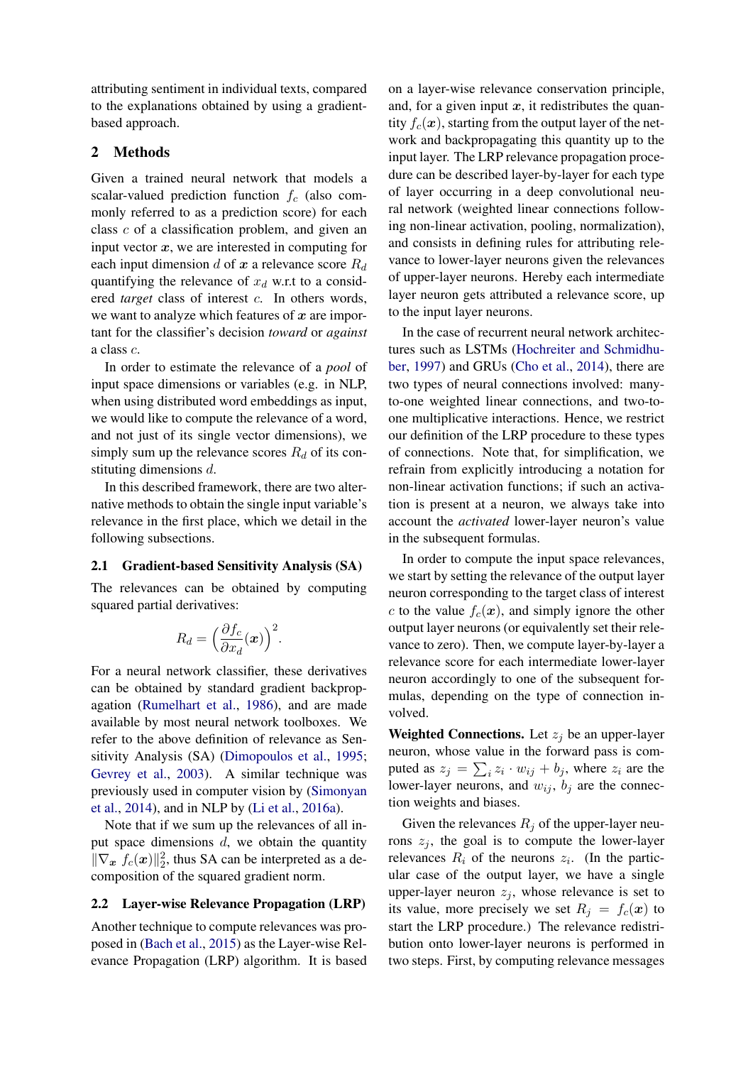attributing sentiment in individual texts, compared to the explanations obtained by using a gradient-based approach.

## 2 Methods

Given a trained neural network that models a scalar-valued prediction function $f_c$ (also commonly referred to as a prediction score) for each class $c$ of a classification problem, and given an input vector $\boldsymbol{x}$, we are interested in computing for each input dimension $d$ of $\boldsymbol{x}$ a relevance score $R_d$ quantifying the relevance of $x_d$ w.r.t to a considered *target* class of interest $c$. In others words, we want to analyze which features of $\boldsymbol{x}$ are important for the classifier's decision *toward* or *against* a class $c$.

In order to estimate the relevance of a *pool* of input space dimensions or variables (e.g. in NLP, when using distributed word embeddings as input, we would like to compute the relevance of a word, and not just of its single vector dimensions), we simply sum up the relevance scores $R_d$ of its constituting dimensions $d$.

In this described framework, there are two alternative methods to obtain the single input variable's relevance in the first place, which we detail in the following subsections.

### 2.1 Gradient-based Sensitivity Analysis (SA)

The relevances can be obtained by computing squared partial derivatives:

$$R_d = \Big(\frac{\partial f_c}{\partial x_d}(\boldsymbol{x})\Big)^2.$$

For a neural network classifier, these derivatives can be obtained by standard gradient backpropagation (Rumelhart et al., 1986), and are made available by most neural network toolboxes. We refer to the above definition of relevance as Sensitivity Analysis (SA) (Dimopoulos et al., 1995; Gevrey et al., 2003). A similar technique was previously used in computer vision by (Simonyan et al., 2014), and in NLP by (Li et al., 2016a).

Note that if we sum up the relevances of all input space dimensions $d$, we obtain the quantity $\|\nabla_{\boldsymbol{x}}\ f_c(\boldsymbol{x})\|_2^2$, thus SA can be interpreted as a decomposition of the squared gradient norm.

### 2.2 Layer-wise Relevance Propagation (LRP)

Another technique to compute relevances was proposed in (Bach et al., 2015) as the Layer-wise Relevance Propagation (LRP) algorithm. It is based on a layer-wise relevance conservation principle, and, for a given input $\boldsymbol{x}$, it redistributes the quantity $f_c(\boldsymbol{x})$, starting from the output layer of the network and backpropagating this quantity up to the input layer. The LRP relevance propagation procedure can be described layer-by-layer for each type of layer occurring in a deep convolutional neural network (weighted linear connections following non-linear activation, pooling, normalization), and consists in defining rules for attributing relevance to lower-layer neurons given the relevances of upper-layer neurons. Hereby each intermediate layer neuron gets attributed a relevance score, up to the input layer neurons.

In the case of recurrent neural network architectures such as LSTMs (Hochreiter and Schmidhuber, 1997) and GRUs (Cho et al., 2014), there are two types of neural connections involved: many-to-one weighted linear connections, and two-to-one multiplicative interactions. Hence, we restrict our definition of the LRP procedure to these types of connections. Note that, for simplification, we refrain from explicitly introducing a notation for non-linear activation functions; if such an activation is present at a neuron, we always take into account the *activated* lower-layer neuron's value in the subsequent formulas.

In order to compute the input space relevances, we start by setting the relevance of the output layer neuron corresponding to the target class of interest $c$ to the value $f_c(\boldsymbol{x})$, and simply ignore the other output layer neurons (or equivalently set their relevance to zero). Then, we compute layer-by-layer a relevance score for each intermediate lower-layer neuron accordingly to one of the subsequent formulas, depending on the type of connection involved.

**Weighted Connections.** Let $z_j$ be an upper-layer neuron, whose value in the forward pass is computed as $z_j = \sum_i z_i \cdot w_{ij} + b_j$, where $z_i$ are the lower-layer neurons, and $w_{ij}$, $b_j$ are the connection weights and biases.

Given the relevances $R_j$ of the upper-layer neurons $z_j$, the goal is to compute the lower-layer relevances $R_i$ of the neurons $z_i$. (In the particular case of the output layer, we have a single upper-layer neuron $z_j$, whose relevance is set to its value, more precisely we set $R_j = f_c(\boldsymbol{x})$ to start the LRP procedure.) The relevance redistribution onto lower-layer neurons is performed in two steps. First, by computing relevance messages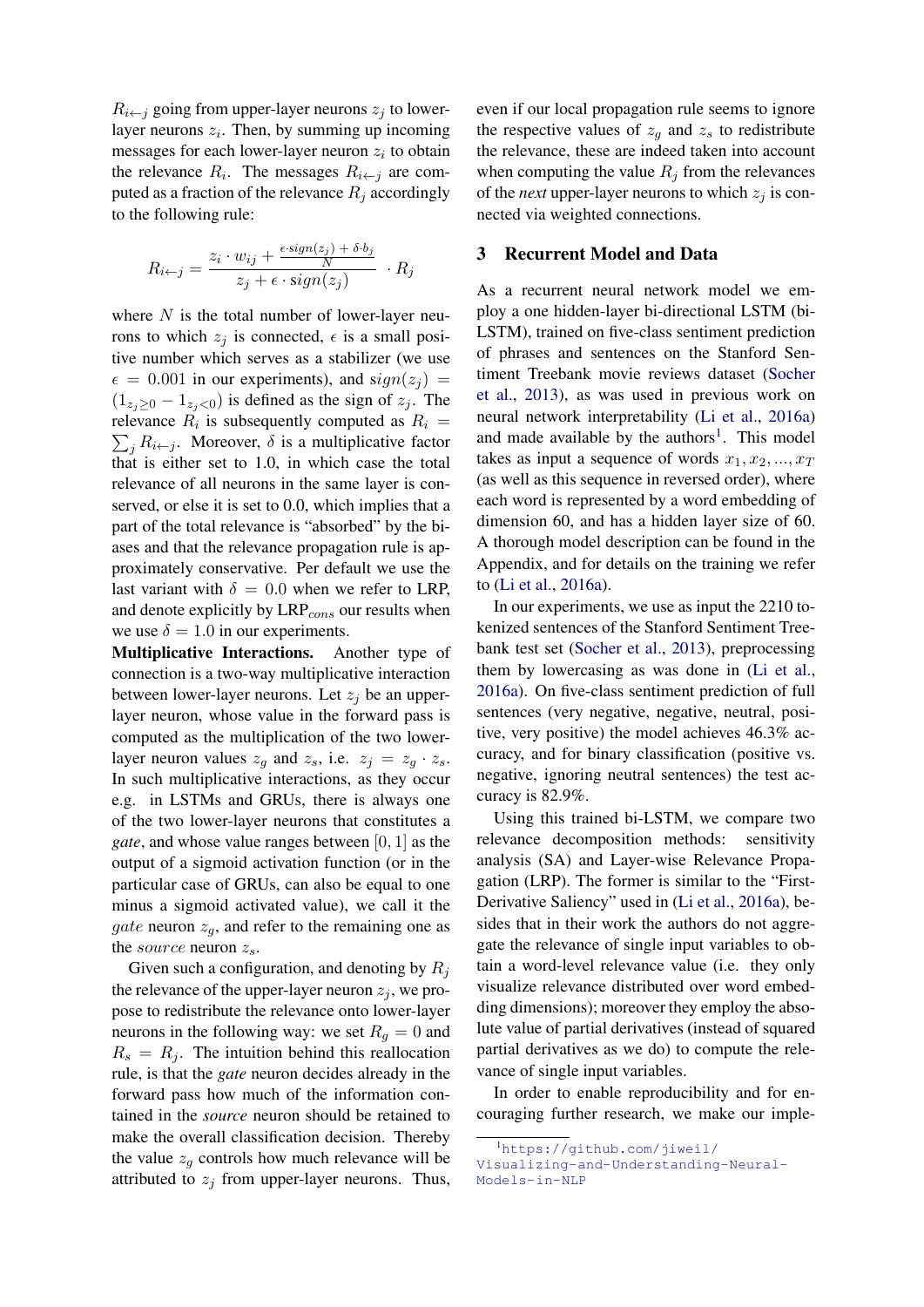$R_{i\leftarrow j}$ going from upper-layer neurons $z_j$ to lower-layer neurons $z_i$. Then, by summing up incoming messages for each lower-layer neuron $z_i$ to obtain the relevance $R_i$. The messages $R_{i\leftarrow j}$ are computed as a fraction of the relevance $R_j$ accordingly to the following rule:

$$R_{i\leftarrow j} = \frac{z_i \cdot w_{ij} + \frac{\epsilon \cdot sign(z_j) + \delta \cdot b_j}{N}}{z_j + \epsilon \cdot sign(z_j)} \cdot R_j$$

where $N$ is the total number of lower-layer neurons to which $z_j$ is connected, $\epsilon$ is a small positive number which serves as a stabilizer (we use $\epsilon = 0.001$ in our experiments), and $sign(z_j) = (1_{z_j \geq 0} - 1_{z_j < 0})$ is defined as the sign of $z_j$. The relevance $R_i$ is subsequently computed as $R_i = \sum_j R_{i\leftarrow j}$. Moreover, $\delta$ is a multiplicative factor that is either set to 1.0, in which case the total relevance of all neurons in the same layer is conserved, or else it is set to 0.0, which implies that a part of the total relevance is "absorbed" by the biases and that the relevance propagation rule is approximately conservative. Per default we use the last variant with $\delta = 0.0$ when we refer to LRP, and denote explicitly by LRP$_{cons}$ our results when we use $\delta = 1.0$ in our experiments.

**Multiplicative Interactions.** Another type of connection is a two-way multiplicative interaction between lower-layer neurons. Let $z_j$ be an upper-layer neuron, whose value in the forward pass is computed as the multiplication of the two lower-layer neuron values $z_g$ and $z_s$, i.e. $z_j = z_g \cdot z_s$. In such multiplicative interactions, as they occur e.g. in LSTMs and GRUs, there is always one of the two lower-layer neurons that constitutes a *gate*, and whose value ranges between $[0, 1]$ as the output of a sigmoid activation function (or in the particular case of GRUs, can also be equal to one minus a sigmoid activated value), we call it the $gate$ neuron $z_g$, and refer to the remaining one as the $source$ neuron $z_s$.

Given such a configuration, and denoting by $R_j$ the relevance of the upper-layer neuron $z_j$, we propose to redistribute the relevance onto lower-layer neurons in the following way: we set $R_g = 0$ and $R_s = R_j$. The intuition behind this reallocation rule, is that the *gate* neuron decides already in the forward pass how much of the information contained in the *source* neuron should be retained to make the overall classification decision. Thereby the value $z_g$ controls how much relevance will be attributed to $z_j$ from upper-layer neurons. Thus, even if our local propagation rule seems to ignore the respective values of $z_g$ and $z_s$ to redistribute the relevance, these are indeed taken into account when computing the value $R_j$ from the relevances of the *next* upper-layer neurons to which $z_j$ is connected via weighted connections.

## 3 Recurrent Model and Data

As a recurrent neural network model we employ a one hidden-layer bi-directional LSTM (bi-LSTM), trained on five-class sentiment prediction of phrases and sentences on the Stanford Sentiment Treebank movie reviews dataset (Socher et al., 2013), as was used in previous work on neural network interpretability (Li et al., 2016a) and made available by the authors[1]. This model takes as input a sequence of words $x_1, x_2, ..., x_T$ (as well as this sequence in reversed order), where each word is represented by a word embedding of dimension 60, and has a hidden layer size of 60. A thorough model description can be found in the Appendix, and for details on the training we refer to (Li et al., 2016a).

In our experiments, we use as input the 2210 tokenized sentences of the Stanford Sentiment Treebank test set (Socher et al., 2013), preprocessing them by lowercasing as was done in (Li et al., 2016a). On five-class sentiment prediction of full sentences (very negative, negative, neutral, positive, very positive) the model achieves 46.3% accuracy, and for binary classification (positive vs. negative, ignoring neutral sentences) the test accuracy is 82.9%.

Using this trained bi-LSTM, we compare two relevance decomposition methods: sensitivity analysis (SA) and Layer-wise Relevance Propagation (LRP). The former is similar to the "First-Derivative Saliency" used in (Li et al., 2016a), besides that in their work the authors do not aggregate the relevance of single input variables to obtain a word-level relevance value (i.e. they only visualize relevance distributed over word embedding dimensions); moreover they employ the absolute value of partial derivatives (instead of squared partial derivatives as we do) to compute the relevance of single input variables.

In order to enable reproducibility and for encouraging further research, we make our imple-

[1] https://github.com/jiweil/Visualizing-and-Understanding-Neural-Models-in-NLP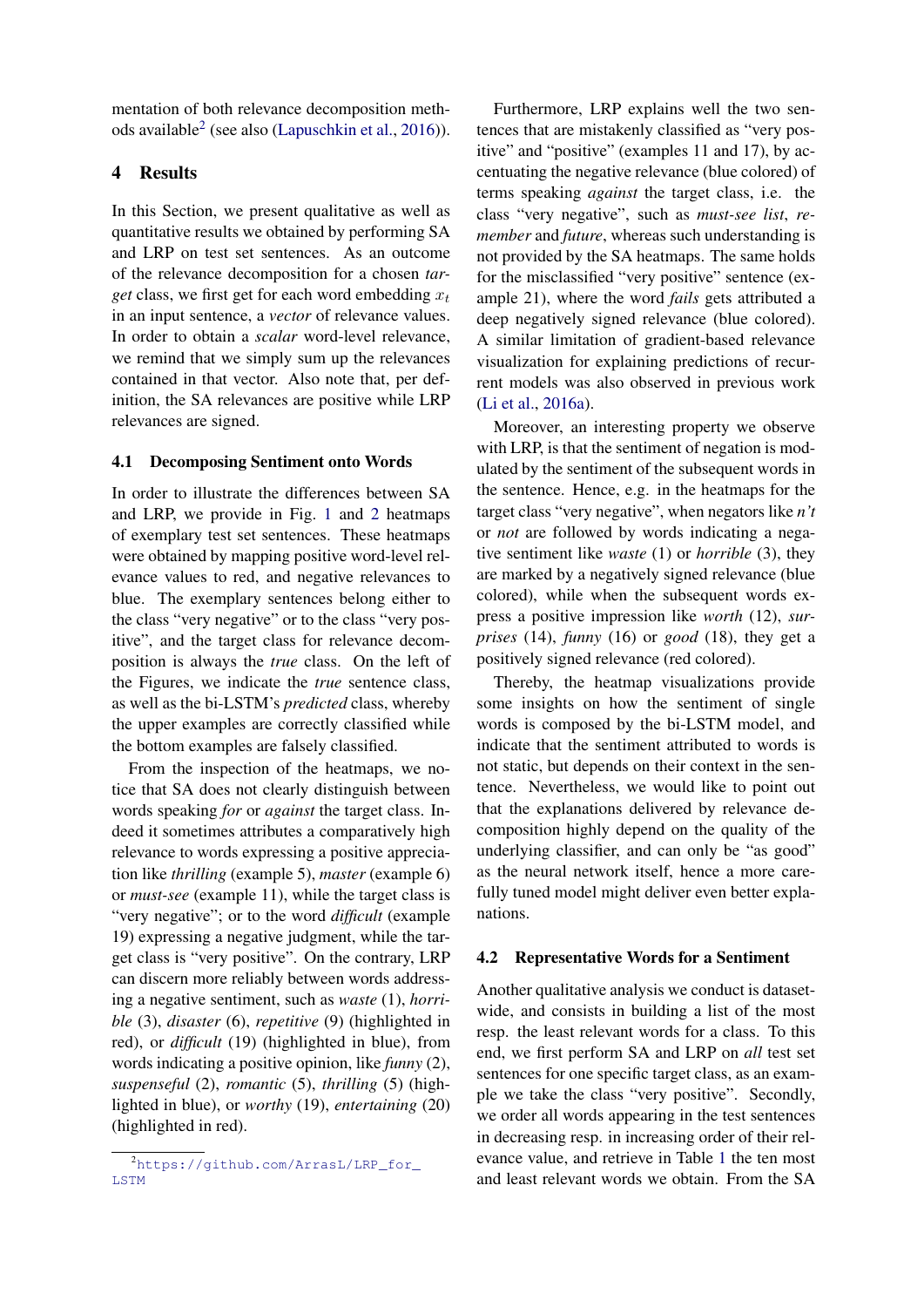mentation of both relevance decomposition methods available[2] (see also (Lapuschkin et al., 2016)).

## 4 Results

In this Section, we present qualitative as well as quantitative results we obtained by performing SA and LRP on test set sentences. As an outcome of the relevance decomposition for a chosen *target* class, we first get for each word embedding $x_t$ in an input sentence, a *vector* of relevance values. In order to obtain a *scalar* word-level relevance, we remind that we simply sum up the relevances contained in that vector. Also note that, per definition, the SA relevances are positive while LRP relevances are signed.

### 4.1 Decomposing Sentiment onto Words

In order to illustrate the differences between SA and LRP, we provide in Fig. 1 and 2 heatmaps of exemplary test set sentences. These heatmaps were obtained by mapping positive word-level relevance values to red, and negative relevances to blue. The exemplary sentences belong either to the class "very negative" or to the class "very positive", and the target class for relevance decomposition is always the *true* class. On the left of the Figures, we indicate the *true* sentence class, as well as the bi-LSTM's *predicted* class, whereby the upper examples are correctly classified while the bottom examples are falsely classified.

From the inspection of the heatmaps, we notice that SA does not clearly distinguish between words speaking *for* or *against* the target class. Indeed it sometimes attributes a comparatively high relevance to words expressing a positive appreciation like *thrilling* (example 5), *master* (example 6) or *must-see* (example 11), while the target class is "very negative"; or to the word *difficult* (example 19) expressing a negative judgment, while the target class is "very positive". On the contrary, LRP can discern more reliably between words addressing a negative sentiment, such as *waste* (1), *horrible* (3), *disaster* (6), *repetitive* (9) (highlighted in red), or *difficult* (19) (highlighted in blue), from words indicating a positive opinion, like *funny* (2), *suspenseful* (2), *romantic* (5), *thrilling* (5) (highlighted in blue), or *worthy* (19), *entertaining* (20) (highlighted in red).

Furthermore, LRP explains well the two sentences that are mistakenly classified as "very positive" and "positive" (examples 11 and 17), by accentuating the negative relevance (blue colored) of terms speaking *against* the target class, i.e. the class "very negative", such as *must-see list*, *remember* and *future*, whereas such understanding is not provided by the SA heatmaps. The same holds for the misclassified "very positive" sentence (example 21), where the word *fails* gets attributed a deep negatively signed relevance (blue colored). A similar limitation of gradient-based relevance visualization for explaining predictions of recurrent models was also observed in previous work (Li et al., 2016a).

Moreover, an interesting property we observe with LRP, is that the sentiment of negation is modulated by the sentiment of the subsequent words in the sentence. Hence, e.g. in the heatmaps for the target class "very negative", when negators like *n't* or *not* are followed by words indicating a negative sentiment like *waste* (1) or *horrible* (3), they are marked by a negatively signed relevance (blue colored), while when the subsequent words express a positive impression like *worth* (12), *surprises* (14), *funny* (16) or *good* (18), they get a positively signed relevance (red colored).

Thereby, the heatmap visualizations provide some insights on how the sentiment of single words is composed by the bi-LSTM model, and indicate that the sentiment attributed to words is not static, but depends on their context in the sentence. Nevertheless, we would like to point out that the explanations delivered by relevance decomposition highly depend on the quality of the underlying classifier, and can only be "as good" as the neural network itself, hence a more carefully tuned model might deliver even better explanations.

### 4.2 Representative Words for a Sentiment

Another qualitative analysis we conduct is dataset-wide, and consists in building a list of the most resp. the least relevant words for a class. To this end, we first perform SA and LRP on *all* test set sentences for one specific target class, as an example we take the class "very positive". Secondly, we order all words appearing in the test sentences in decreasing resp. in increasing order of their relevance value, and retrieve in Table 1 the ten most and least relevant words we obtain. From the SA

[2] https://github.com/ArrasL/LRP_for_LSTM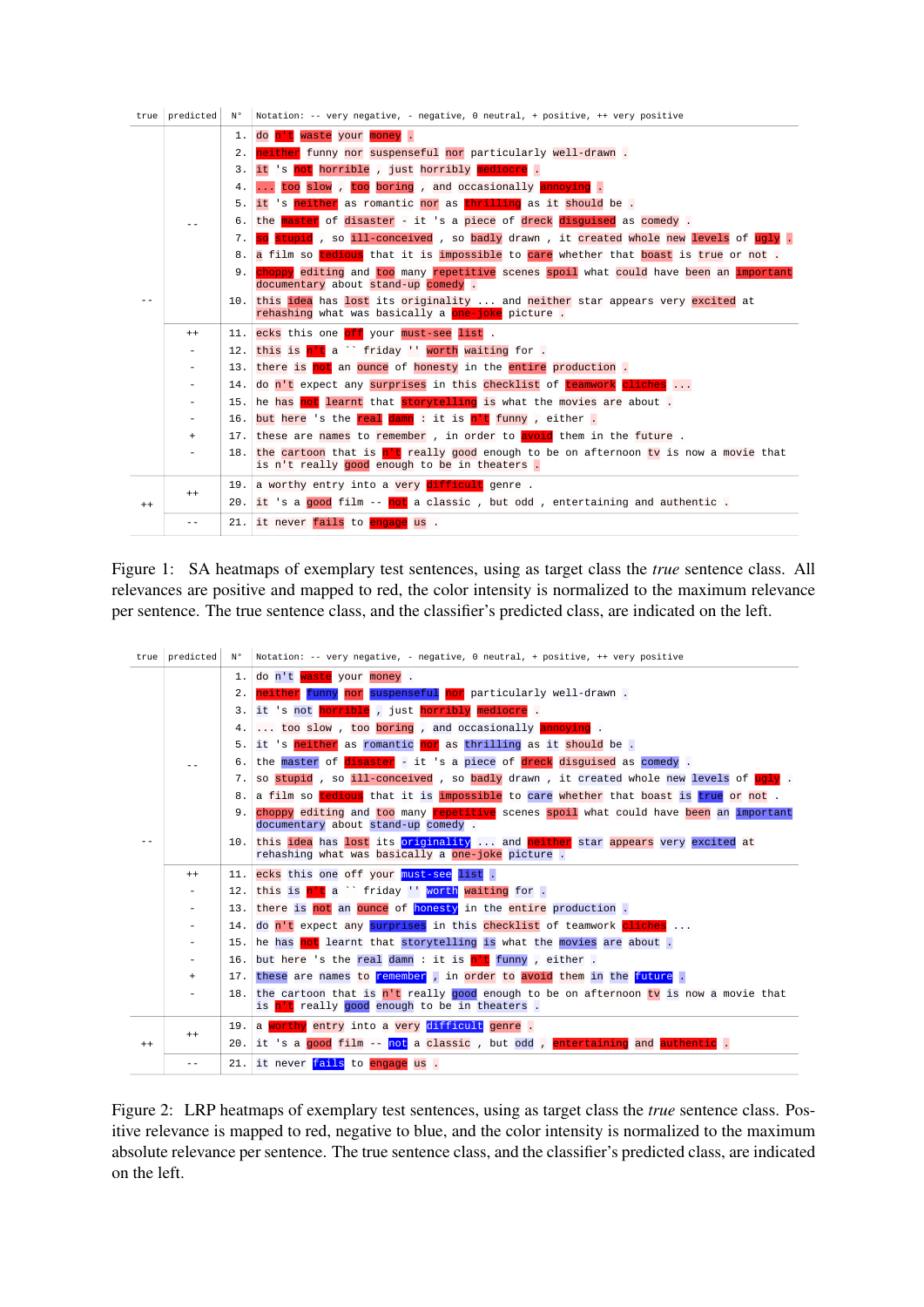| true | predicted | N° | Notation: -- very negative, - negative, 0 neutral, + positive, ++ very positive |
|---|---|---|---|
| -- | -- | 1. | do n't waste your money . |
| | | 2. | neither funny nor suspenseful nor particularly well-drawn . |
| | | 3. | it 's not horrible , just horribly mediocre . |
| | | 4. | ... too slow , too boring , and occasionally annoying . |
| | | 5. | it 's neither as romantic nor as thrilling as it should be . |
| | | 6. | the master of disaster - it 's a piece of dreck disguised as comedy . |
| | | 7. | so stupid , so ill-conceived , so badly drawn , it created whole new levels of ugly . |
| | | 8. | a film so tedious that it is impossible to care whether that boast is true or not . |
| | | 9. | choppy editing and too many repetitive scenes spoil what could have been an important documentary about stand-up comedy . |
| | | 10. | this idea has lost its originality ... and neither star appears very excited at rehashing what was basically a one-joke picture . |
| | ++ | 11. | ecks this one off your must-see list . |
| | - | 12. | this is n't a `` friday '' worth waiting for . |
| | - | 13. | there is not an ounce of honesty in the entire production . |
| | - | 14. | do n't expect any surprises in this checklist of teamwork cliches ... |
| | - | 15. | he has not learnt that storytelling is what the movies are about . |
| | - | 16. | but here 's the real damn : it is n't funny , either . |
| | + | 17. | these are names to remember , in order to avoid them in the future . |
| | - | 18. | the cartoon that is n't really good enough to be on afternoon tv is now a movie that is n't really good enough to be in theaters . |
| ++ | ++ | 19. | a worthy entry into a very difficult genre . |
| | | 20. | it 's a good film -- not a classic , but odd , entertaining and authentic . |
| | -- | 21. | it never fails to engage us . |

Figure 1: SA heatmaps of exemplary test sentences, using as target class the *true* sentence class. All relevances are positive and mapped to red, the color intensity is normalized to the maximum relevance per sentence. The true sentence class, and the classifier's predicted class, are indicated on the left.

| true | predicted | N° | Notation: -- very negative, - negative, 0 neutral, + positive, ++ very positive |
|---|---|---|---|
| -- | -- | 1. | do n't waste your money . |
| | | 2. | neither funny nor suspenseful nor particularly well-drawn . |
| | | 3. | it 's not horrible , just horribly mediocre . |
| | | 4. | ... too slow , too boring , and occasionally annoying . |
| | | 5. | it 's neither as romantic nor as thrilling as it should be . |
| | | 6. | the master of disaster - it 's a piece of dreck disguised as comedy . |
| | | 7. | so stupid , so ill-conceived , so badly drawn , it created whole new levels of ugly . |
| | | 8. | a film so tedious that it is impossible to care whether that boast is true or not . |
| | | 9. | choppy editing and too many repetitive scenes spoil what could have been an important documentary about stand-up comedy . |
| | | 10. | this idea has lost its originality ... and neither star appears very excited at rehashing what was basically a one-joke picture . |
| | ++ | 11. | ecks this one off your must-see list . |
| | - | 12. | this is n't a `` friday '' worth waiting for . |
| | - | 13. | there is not an ounce of honesty in the entire production . |
| | - | 14. | do n't expect any surprises in this checklist of teamwork cliches ... |
| | - | 15. | he has not learnt that storytelling is what the movies are about . |
| | - | 16. | but here 's the real damn : it is n't funny , either . |
| | + | 17. | these are names to remember , in order to avoid them in the future . |
| | - | 18. | the cartoon that is n't really good enough to be on afternoon tv is now a movie that is n't really good enough to be in theaters . |
| ++ | ++ | 19. | a worthy entry into a very difficult genre . |
| | | 20. | it 's a good film -- not a classic , but odd , entertaining and authentic . |
| | -- | 21. | it never fails to engage us . |

Figure 2: LRP heatmaps of exemplary test sentences, using as target class the *true* sentence class. Positive relevance is mapped to red, negative to blue, and the color intensity is normalized to the maximum absolute relevance per sentence. The true sentence class, and the classifier's predicted class, are indicated on the left.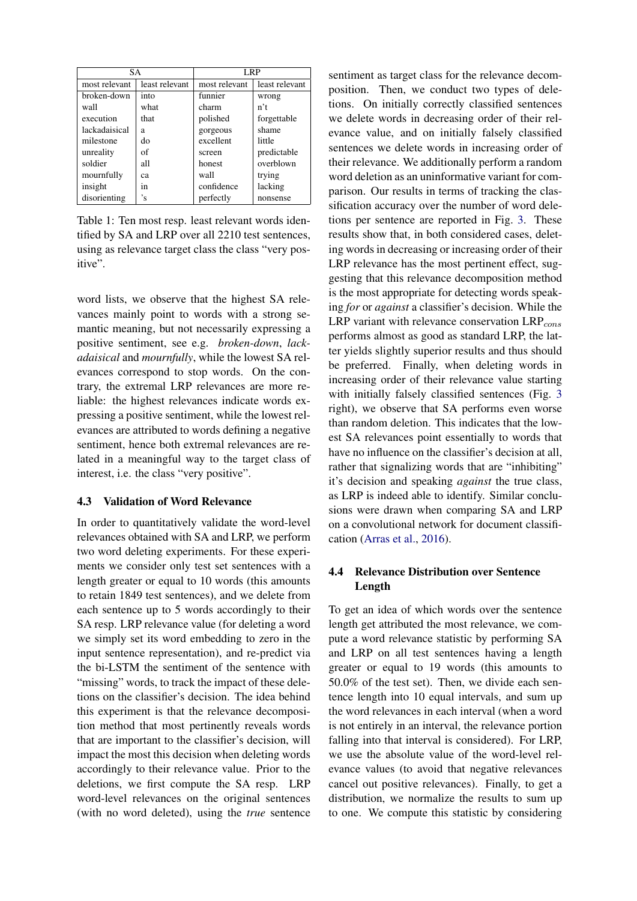| SA | | LRP | |
|---|---|---|---|
| most relevant | least relevant | most relevant | least relevant |
| broken-down | into | funnier | wrong |
| wall | what | charm | n't |
| execution | that | polished | forgettable |
| lackadaisical | a | gorgeous | shame |
| milestone | do | excellent | little |
| unreality | of | screen | predictable |
| soldier | all | honest | overblown |
| mournfully | ca | wall | trying |
| insight | in | confidence | lacking |
| disorienting | 's | perfectly | nonsense |

Table 1: Ten most resp. least relevant words identified by SA and LRP over all 2210 test sentences, using as relevance target class the class "very positive".

word lists, we observe that the highest SA relevances mainly point to words with a strong semantic meaning, but not necessarily expressing a positive sentiment, see e.g. *broken-down*, *lackadaisical* and *mournfully*, while the lowest SA relevances correspond to stop words. On the contrary, the extremal LRP relevances are more reliable: the highest relevances indicate words expressing a positive sentiment, while the lowest relevances are attributed to words defining a negative sentiment, hence both extremal relevances are related in a meaningful way to the target class of interest, i.e. the class "very positive".

### 4.3 Validation of Word Relevance

In order to quantitatively validate the word-level relevances obtained with SA and LRP, we perform two word deleting experiments. For these experiments we consider only test set sentences with a length greater or equal to 10 words (this amounts to retain 1849 test sentences), and we delete from each sentence up to 5 words accordingly to their SA resp. LRP relevance value (for deleting a word we simply set its word embedding to zero in the input sentence representation), and re-predict via the bi-LSTM the sentiment of the sentence with "missing" words, to track the impact of these deletions on the classifier's decision. The idea behind this experiment is that the relevance decomposition method that most pertinently reveals words that are important to the classifier's decision, will impact the most this decision when deleting words accordingly to their relevance value. Prior to the deletions, we first compute the SA resp. LRP word-level relevances on the original sentences (with no word deleted), using the *true* sentence sentiment as target class for the relevance decomposition. Then, we conduct two types of deletions. On initially correctly classified sentences we delete words in decreasing order of their relevance value, and on initially falsely classified sentences we delete words in increasing order of their relevance. We additionally perform a random word deletion as an uninformative variant for comparison. Our results in terms of tracking the classification accuracy over the number of word deletions per sentence are reported in Fig. 3. These results show that, in both considered cases, deleting words in decreasing or increasing order of their LRP relevance has the most pertinent effect, suggesting that this relevance decomposition method is the most appropriate for detecting words speaking *for* or *against* a classifier's decision. While the LRP variant with relevance conservation $\text{LRP}_{cons}$ performs almost as good as standard LRP, the latter yields slightly superior results and thus should be preferred. Finally, when deleting words in increasing order of their relevance value starting with initially falsely classified sentences (Fig. 3 right), we observe that SA performs even worse than random deletion. This indicates that the lowest SA relevances point essentially to words that have no influence on the classifier's decision at all, rather that signalizing words that are "inhibiting" it's decision and speaking *against* the true class, as LRP is indeed able to identify. Similar conclusions were drawn when comparing SA and LRP on a convolutional network for document classification (Arras et al., 2016).

### 4.4 Relevance Distribution over Sentence Length

To get an idea of which words over the sentence length get attributed the most relevance, we compute a word relevance statistic by performing SA and LRP on all test sentences having a length greater or equal to 19 words (this amounts to 50.0% of the test set). Then, we divide each sentence length into 10 equal intervals, and sum up the word relevances in each interval (when a word is not entirely in an interval, the relevance portion falling into that interval is considered). For LRP, we use the absolute value of the word-level relevance values (to avoid that negative relevances cancel out positive relevances). Finally, to get a distribution, we normalize the results to sum up to one. We compute this statistic by considering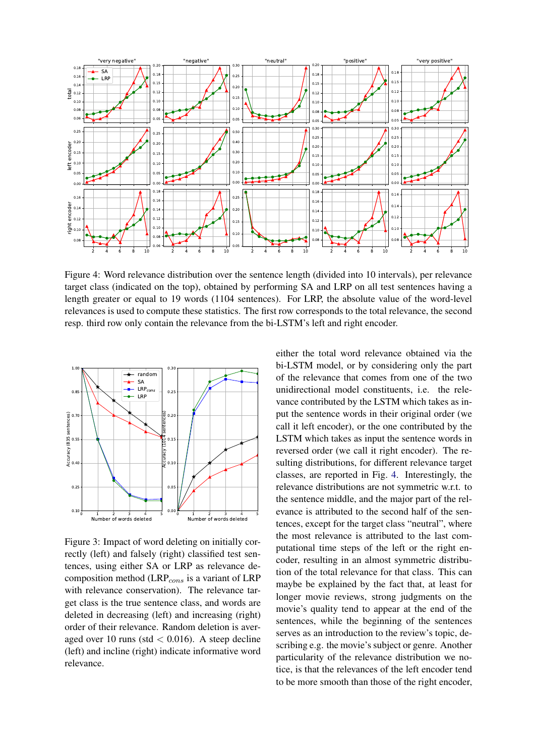Figure 4: Word relevance distribution over the sentence length (divided into 10 intervals), per relevance target class (indicated on the top), obtained by performing SA and LRP on all test sentences having a length greater or equal to 19 words (1104 sentences). For LRP, the absolute value of the word-level relevances is used to compute these statistics. The first row corresponds to the total relevance, the second resp. third row only contain the relevance from the bi-LSTM's left and right encoder.

Figure 3: Impact of word deleting on initially correctly (left) and falsely (right) classified test sentences, using either SA or LRP as relevance decomposition method (LRP$_{cons}$ is a variant of LRP with relevance conservation). The relevance target class is the true sentence class, and words are deleted in decreasing (left) and increasing (right) order of their relevance. Random deletion is averaged over 10 runs (std $< 0.016$). A steep decline (left) and incline (right) indicate informative word relevance.

either the total word relevance obtained via the bi-LSTM model, or by considering only the part of the relevance that comes from one of the two unidirectional model constituents, i.e. the relevance contributed by the LSTM which takes as input the sentence words in their original order (we call it left encoder), or the one contributed by the LSTM which takes as input the sentence words in reversed order (we call it right encoder). The resulting distributions, for different relevance target classes, are reported in Fig. 4. Interestingly, the relevance distributions are not symmetric w.r.t. to the sentence middle, and the major part of the relevance is attributed to the second half of the sentences, except for the target class "neutral", where the most relevance is attributed to the last computational time steps of the left or the right encoder, resulting in an almost symmetric distribution of the total relevance for that class. This can maybe be explained by the fact that, at least for longer movie reviews, strong judgments on the movie's quality tend to appear at the end of the sentences, while the beginning of the sentences serves as an introduction to the review's topic, describing e.g. the movie's subject or genre. Another particularity of the relevance distribution we notice, is that the relevances of the left encoder tend to be more smooth than those of the right encoder,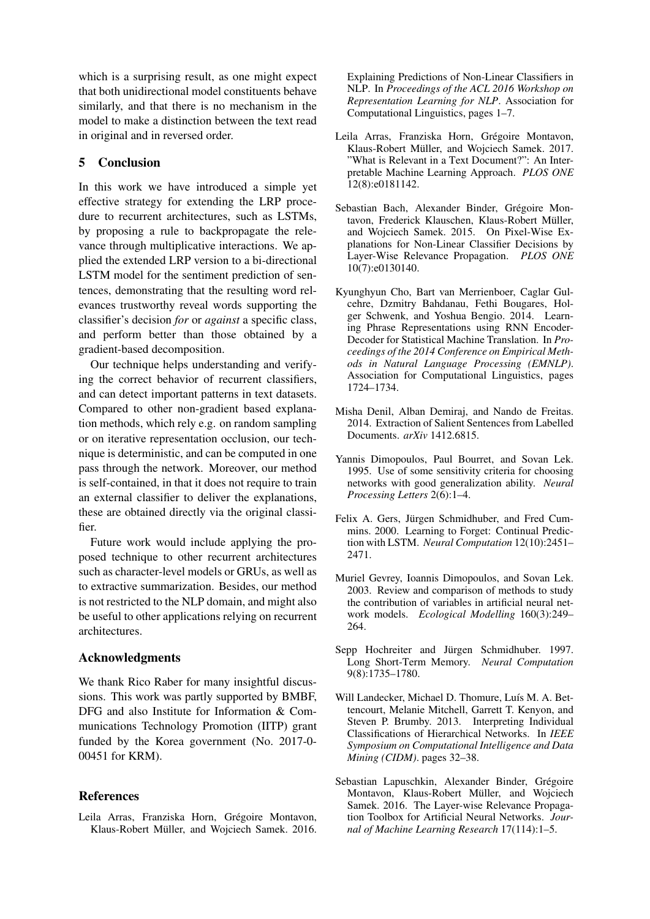which is a surprising result, as one might expect that both unidirectional model constituents behave similarly, and that there is no mechanism in the model to make a distinction between the text read in original and in reversed order.

## 5 Conclusion

In this work we have introduced a simple yet effective strategy for extending the LRP procedure to recurrent architectures, such as LSTMs, by proposing a rule to backpropagate the relevance through multiplicative interactions. We applied the extended LRP version to a bi-directional LSTM model for the sentiment prediction of sentences, demonstrating that the resulting word relevances trustworthy reveal words supporting the classifier's decision *for* or *against* a specific class, and perform better than those obtained by a gradient-based decomposition.

Our technique helps understanding and verifying the correct behavior of recurrent classifiers, and can detect important patterns in text datasets. Compared to other non-gradient based explanation methods, which rely e.g. on random sampling or on iterative representation occlusion, our technique is deterministic, and can be computed in one pass through the network. Moreover, our method is self-contained, in that it does not require to train an external classifier to deliver the explanations, these are obtained directly via the original classifier.

Future work would include applying the proposed technique to other recurrent architectures such as character-level models or GRUs, as well as to extractive summarization. Besides, our method is not restricted to the NLP domain, and might also be useful to other applications relying on recurrent architectures.

### Acknowledgments

We thank Rico Raber for many insightful discussions. This work was partly supported by BMBF, DFG and also Institute for Information & Communications Technology Promotion (IITP) grant funded by the Korea government (No. 2017-0-00451 for KRM).

### References

Leila Arras, Franziska Horn, Grégoire Montavon, Klaus-Robert Müller, and Wojciech Samek. 2016. Explaining Predictions of Non-Linear Classifiers in NLP. In *Proceedings of the ACL 2016 Workshop on Representation Learning for NLP*. Association for Computational Linguistics, pages 1–7.

Leila Arras, Franziska Horn, Grégoire Montavon, Klaus-Robert Müller, and Wojciech Samek. 2017. "What is Relevant in a Text Document?": An Interpretable Machine Learning Approach. *PLOS ONE* 12(8):e0181142.

Sebastian Bach, Alexander Binder, Grégoire Montavon, Frederick Klauschen, Klaus-Robert Müller, and Wojciech Samek. 2015. On Pixel-Wise Explanations for Non-Linear Classifier Decisions by Layer-Wise Relevance Propagation. *PLOS ONE* 10(7):e0130140.

Kyunghyun Cho, Bart van Merrienboer, Caglar Gulcehre, Dzmitry Bahdanau, Fethi Bougares, Holger Schwenk, and Yoshua Bengio. 2014. Learning Phrase Representations using RNN Encoder-Decoder for Statistical Machine Translation. In *Proceedings of the 2014 Conference on Empirical Methods in Natural Language Processing (EMNLP)*. Association for Computational Linguistics, pages 1724–1734.

Misha Denil, Alban Demiraj, and Nando de Freitas. 2014. Extraction of Salient Sentences from Labelled Documents. *arXiv* 1412.6815.

Yannis Dimopoulos, Paul Bourret, and Sovan Lek. 1995. Use of some sensitivity criteria for choosing networks with good generalization ability. *Neural Processing Letters* 2(6):1–4.

Felix A. Gers, Jürgen Schmidhuber, and Fred Cummins. 2000. Learning to Forget: Continual Prediction with LSTM. *Neural Computation* 12(10):2451–2471.

Muriel Gevrey, Ioannis Dimopoulos, and Sovan Lek. 2003. Review and comparison of methods to study the contribution of variables in artificial neural network models. *Ecological Modelling* 160(3):249–264.

Sepp Hochreiter and Jürgen Schmidhuber. 1997. Long Short-Term Memory. *Neural Computation* 9(8):1735–1780.

Will Landecker, Michael D. Thomure, Luís M. A. Bettencourt, Melanie Mitchell, Garrett T. Kenyon, and Steven P. Brumby. 2013. Interpreting Individual Classifications of Hierarchical Networks. In *IEEE Symposium on Computational Intelligence and Data Mining (CIDM)*. pages 32–38.

Sebastian Lapuschkin, Alexander Binder, Grégoire Montavon, Klaus-Robert Müller, and Wojciech Samek. 2016. The Layer-wise Relevance Propagation Toolbox for Artificial Neural Networks. *Journal of Machine Learning Research* 17(114):1–5.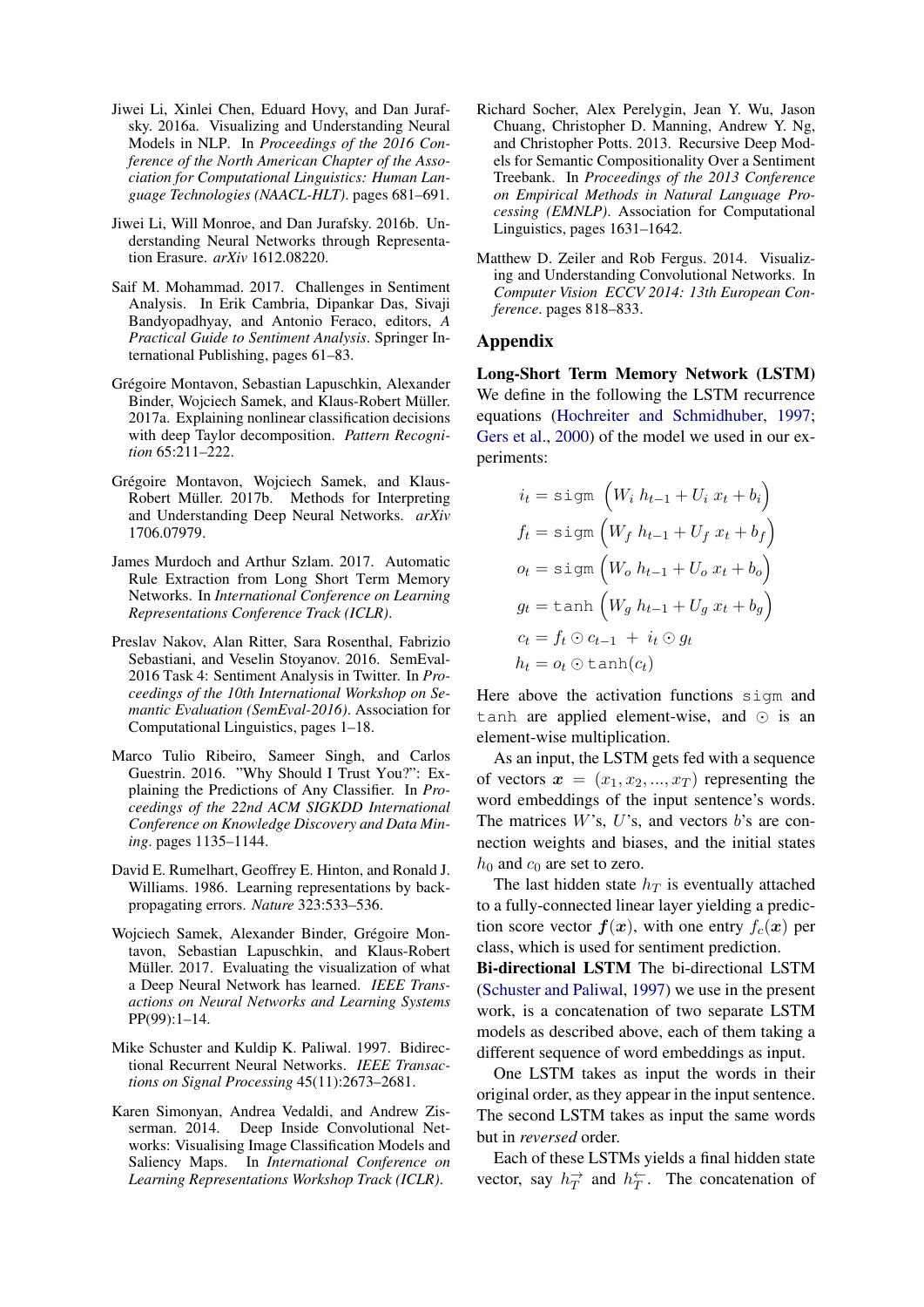Jiwei Li, Xinlei Chen, Eduard Hovy, and Dan Jurafsky. 2016a. Visualizing and Understanding Neural Models in NLP. In *Proceedings of the 2016 Conference of the North American Chapter of the Association for Computational Linguistics: Human Language Technologies (NAACL-HLT)*. pages 681–691.

Jiwei Li, Will Monroe, and Dan Jurafsky. 2016b. Understanding Neural Networks through Representation Erasure. *arXiv* 1612.08220.

Saif M. Mohammad. 2017. Challenges in Sentiment Analysis. In Erik Cambria, Dipankar Das, Sivaji Bandyopadhyay, and Antonio Feraco, editors, *A Practical Guide to Sentiment Analysis*. Springer International Publishing, pages 61–83.

Grégoire Montavon, Sebastian Lapuschkin, Alexander Binder, Wojciech Samek, and Klaus-Robert Müller. 2017a. Explaining nonlinear classification decisions with deep Taylor decomposition. *Pattern Recognition* 65:211–222.

Grégoire Montavon, Wojciech Samek, and Klaus-Robert Müller. 2017b. Methods for Interpreting and Understanding Deep Neural Networks. *arXiv* 1706.07979.

James Murdoch and Arthur Szlam. 2017. Automatic Rule Extraction from Long Short Term Memory Networks. In *International Conference on Learning Representations Conference Track (ICLR)*.

Preslav Nakov, Alan Ritter, Sara Rosenthal, Fabrizio Sebastiani, and Veselin Stoyanov. 2016. SemEval-2016 Task 4: Sentiment Analysis in Twitter. In *Proceedings of the 10th International Workshop on Semantic Evaluation (SemEval-2016)*. Association for Computational Linguistics, pages 1–18.

Marco Tulio Ribeiro, Sameer Singh, and Carlos Guestrin. 2016. "Why Should I Trust You?": Explaining the Predictions of Any Classifier. In *Proceedings of the 22nd ACM SIGKDD International Conference on Knowledge Discovery and Data Mining*. pages 1135–1144.

David E. Rumelhart, Geoffrey E. Hinton, and Ronald J. Williams. 1986. Learning representations by back-propagating errors. *Nature* 323:533–536.

Wojciech Samek, Alexander Binder, Grégoire Montavon, Sebastian Lapuschkin, and Klaus-Robert Müller. 2017. Evaluating the visualization of what a Deep Neural Network has learned. *IEEE Transactions on Neural Networks and Learning Systems* PP(99):1–14.

Mike Schuster and Kuldip K. Paliwal. 1997. Bidirectional Recurrent Neural Networks. *IEEE Transactions on Signal Processing* 45(11):2673–2681.

Karen Simonyan, Andrea Vedaldi, and Andrew Zisserman. 2014. Deep Inside Convolutional Networks: Visualising Image Classification Models and Saliency Maps. In *International Conference on Learning Representations Workshop Track (ICLR)*.

Richard Socher, Alex Perelygin, Jean Y. Wu, Jason Chuang, Christopher D. Manning, Andrew Y. Ng, and Christopher Potts. 2013. Recursive Deep Models for Semantic Compositionality Over a Sentiment Treebank. In *Proceedings of the 2013 Conference on Empirical Methods in Natural Language Processing (EMNLP)*. Association for Computational Linguistics, pages 1631–1642.

Matthew D. Zeiler and Rob Fergus. 2014. Visualizing and Understanding Convolutional Networks. In *Computer Vision ECCV 2014: 13th European Conference*. pages 818–833.

## Appendix

**Long-Short Term Memory Network (LSTM)** We define in the following the LSTM recurrence equations (Hochreiter and Schmidhuber, 1997; Gers et al., 2000) of the model we used in our experiments:

$$
\begin{aligned}
i_t &= \texttt{sigm}\left(W_i\, h_{t-1} + U_i\, x_t + b_i\right)\\
f_t &= \texttt{sigm}\left(W_f\, h_{t-1} + U_f\, x_t + b_f\right)\\
o_t &= \texttt{sigm}\left(W_o\, h_{t-1} + U_o\, x_t + b_o\right)\\
g_t &= \texttt{tanh}\left(W_g\, h_{t-1} + U_g\, x_t + b_g\right)\\
c_t &= f_t \odot c_{t-1} \;+\; i_t \odot g_t\\
h_t &= o_t \odot \texttt{tanh}(c_t)
\end{aligned}
$$

Here above the activation functions sigm and tanh are applied element-wise, and $\odot$ is an element-wise multiplication.

As an input, the LSTM gets fed with a sequence of vectors $\boldsymbol{x} = (x_1, x_2, ..., x_T)$ representing the word embeddings of the input sentence's words. The matrices $W$'s, $U$'s, and vectors $b$'s are connection weights and biases, and the initial states $h_0$ and $c_0$ are set to zero.

The last hidden state $h_T$ is eventually attached to a fully-connected linear layer yielding a prediction score vector $\boldsymbol{f}(\boldsymbol{x})$, with one entry $f_c(\boldsymbol{x})$ per class, which is used for sentiment prediction.

**Bi-directional LSTM** The bi-directional LSTM (Schuster and Paliwal, 1997) we use in the present work, is a concatenation of two separate LSTM models as described above, each of them taking a different sequence of word embeddings as input.

One LSTM takes as input the words in their original order, as they appear in the input sentence. The second LSTM takes as input the same words but in *reversed* order.

Each of these LSTMs yields a final hidden state vector, say $h_T^{\rightarrow}$ and $h_T^{\leftarrow}$. The concatenation of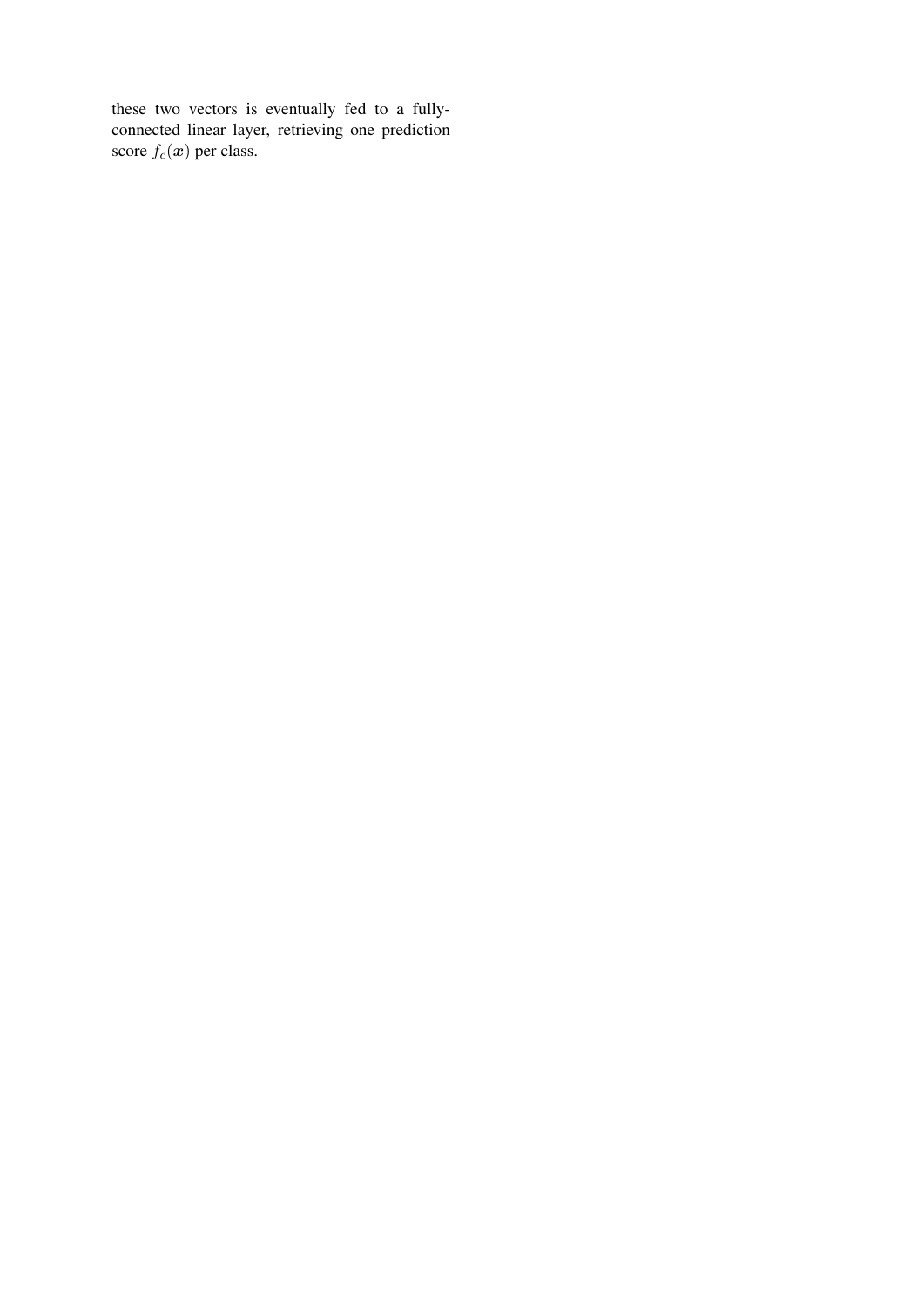these two vectors is eventually fed to a fully-connected linear layer, retrieving one prediction score $f_c(\boldsymbol{x})$ per class.